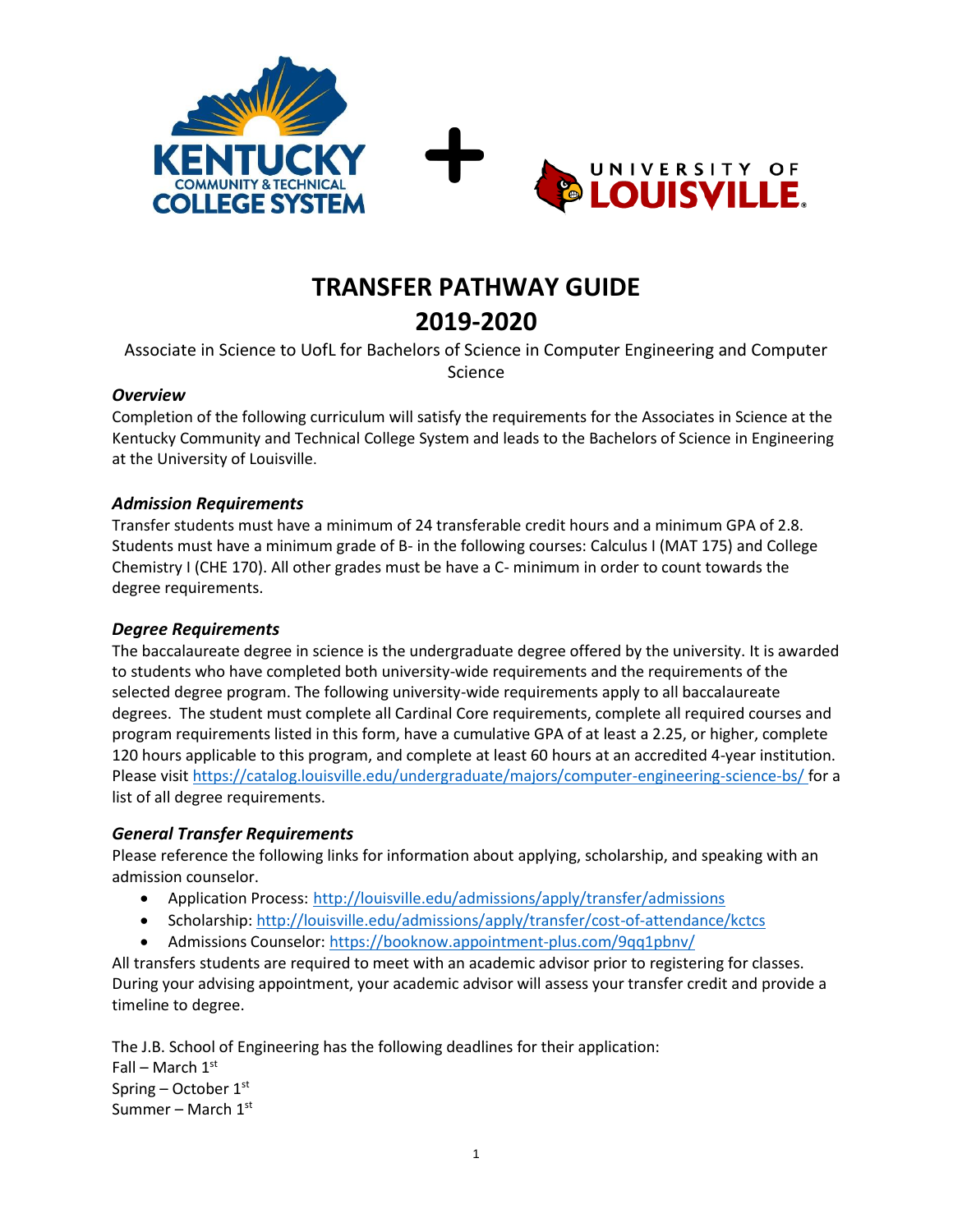# TRANSFER PATHWAY GUIDE
# 2019-2020

Associate in Science to UofL for Bachelors of Science in Computer Engineering and Computer Science

### *Overview*

Completion of the following curriculum will satisfy the requirements for the Associates in Science at the Kentucky Community and Technical College System and leads to the Bachelors of Science in Engineering at the University of Louisville.

### *Admission Requirements*

Transfer students must have a minimum of 24 transferable credit hours and a minimum GPA of 2.8. Students must have a minimum grade of B- in the following courses: Calculus I (MAT 175) and College Chemistry I (CHE 170). All other grades must be have a C- minimum in order to count towards the degree requirements.

### *Degree Requirements*

The baccalaureate degree in science is the undergraduate degree offered by the university. It is awarded to students who have completed both university-wide requirements and the requirements of the selected degree program. The following university-wide requirements apply to all baccalaureate degrees. The student must complete all Cardinal Core requirements, complete all required courses and program requirements listed in this form, have a cumulative GPA of at least a 2.25, or higher, complete 120 hours applicable to this program, and complete at least 60 hours at an accredited 4-year institution. Please visit https://catalog.louisville.edu/undergraduate/majors/computer-engineering-science-bs/ for a list of all degree requirements.

### *General Transfer Requirements*

Please reference the following links for information about applying, scholarship, and speaking with an admission counselor.

- Application Process: http://louisville.edu/admissions/apply/transfer/admissions
- Scholarship: http://louisville.edu/admissions/apply/transfer/cost-of-attendance/kctcs
- Admissions Counselor: https://booknow.appointment-plus.com/9qq1pbnv/

All transfers students are required to meet with an academic advisor prior to registering for classes. During your advising appointment, your academic advisor will assess your transfer credit and provide a timeline to degree.

The J.B. School of Engineering has the following deadlines for their application:
Fall – March 1st
Spring – October 1st
Summer – March 1st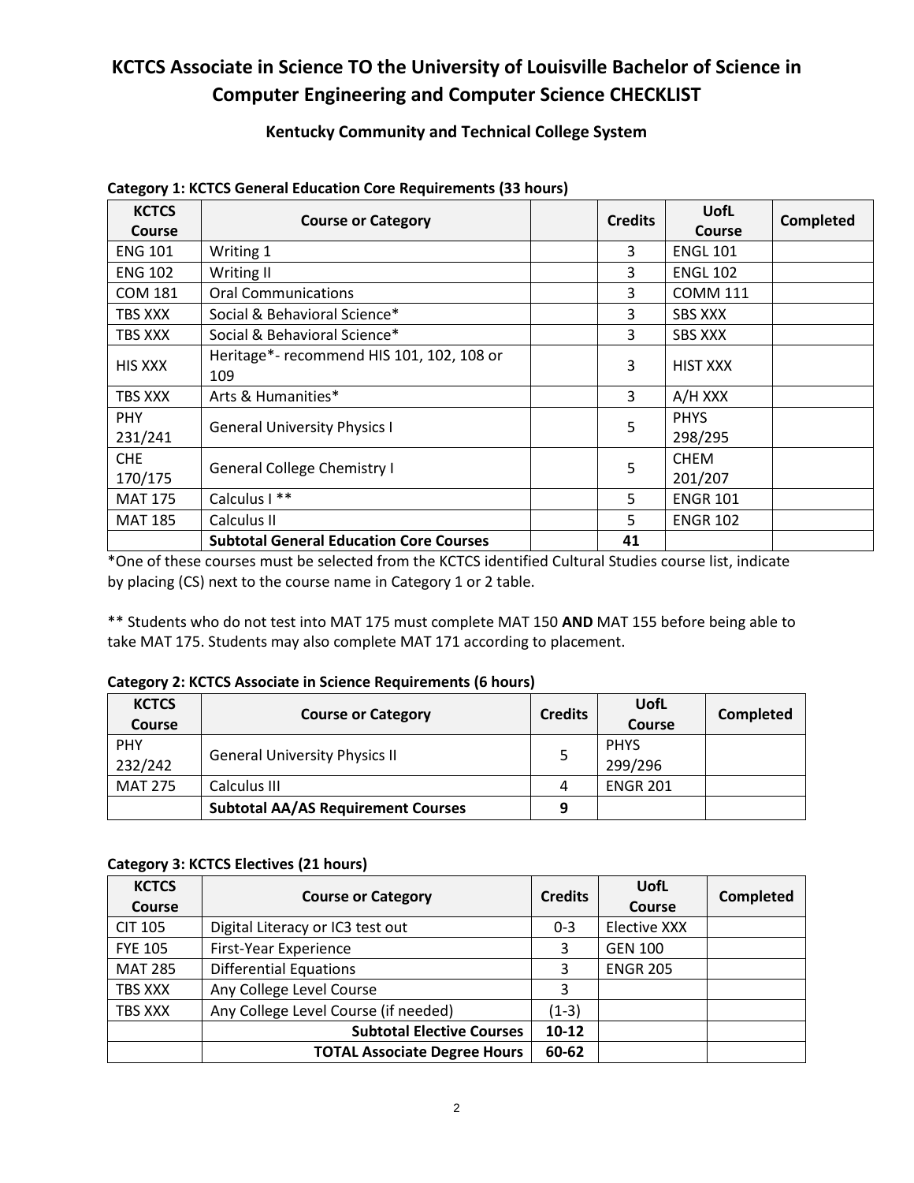# KCTCS Associate in Science TO the University of Louisville Bachelor of Science in Computer Engineering and Computer Science CHECKLIST

### Kentucky Community and Technical College System

**Category 1: KCTCS General Education Core Requirements (33 hours)**

| KCTCS Course | Course or Category | | Credits | UofL Course | Completed |
|---|---|---|---|---|---|
| ENG 101 | Writing 1 | | 3 | ENGL 101 | |
| ENG 102 | Writing II | | 3 | ENGL 102 | |
| COM 181 | Oral Communications | | 3 | COMM 111 | |
| TBS XXX | Social & Behavioral Science* | | 3 | SBS XXX | |
| TBS XXX | Social & Behavioral Science* | | 3 | SBS XXX | |
| HIS XXX | Heritage*- recommend HIS 101, 102, 108 or 109 | | 3 | HIST XXX | |
| TBS XXX | Arts & Humanities* | | 3 | A/H XXX | |
| PHY 231/241 | General University Physics I | | 5 | PHYS 298/295 | |
| CHE 170/175 | General College Chemistry I | | 5 | CHEM 201/207 | |
| MAT 175 | Calculus I ** | | 5 | ENGR 101 | |
| MAT 185 | Calculus II | | 5 | ENGR 102 | |
| | **Subtotal General Education Core Courses** | | **41** | | |

*One of these courses must be selected from the KCTCS identified Cultural Studies course list, indicate by placing (CS) next to the course name in Category 1 or 2 table.

** Students who do not test into MAT 175 must complete MAT 150 **AND** MAT 155 before being able to take MAT 175. Students may also complete MAT 171 according to placement.

**Category 2: KCTCS Associate in Science Requirements (6 hours)**

| KCTCS Course | Course or Category | Credits | UofL Course | Completed |
|---|---|---|---|---|
| PHY 232/242 | General University Physics II | 5 | PHYS 299/296 | |
| MAT 275 | Calculus III | 4 | ENGR 201 | |
| | **Subtotal AA/AS Requirement Courses** | **9** | | |

**Category 3: KCTCS Electives (21 hours)**

| KCTCS Course | Course or Category | Credits | UofL Course | Completed |
|---|---|---|---|---|
| CIT 105 | Digital Literacy or IC3 test out | 0-3 | Elective XXX | |
| FYE 105 | First-Year Experience | 3 | GEN 100 | |
| MAT 285 | Differential Equations | 3 | ENGR 205 | |
| TBS XXX | Any College Level Course | 3 | | |
| TBS XXX | Any College Level Course (if needed) | (1-3) | | |
| | **Subtotal Elective Courses** | **10-12** | | |
| | **TOTAL Associate Degree Hours** | **60-62** | | |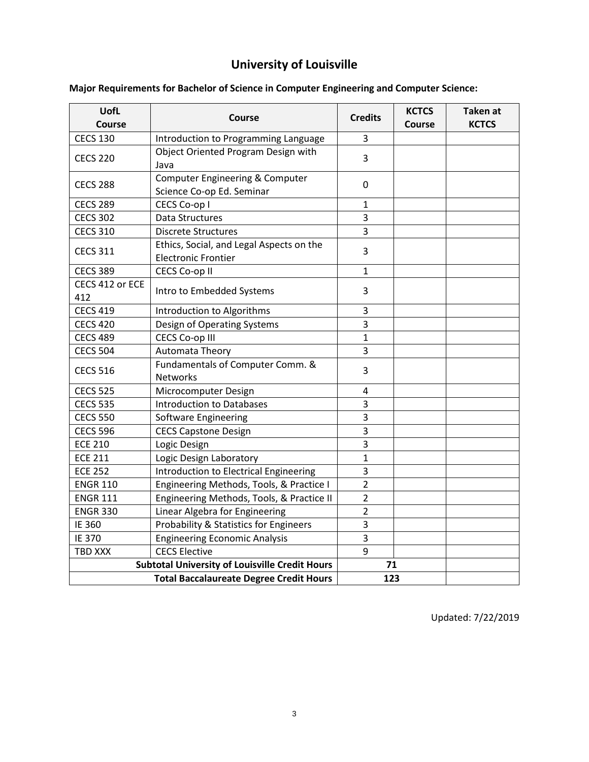# University of Louisville

**Major Requirements for Bachelor of Science in Computer Engineering and Computer Science:**

| UofL Course | Course | Credits | KCTCS Course | Taken at KCTCS |
|---|---|---|---|---|
| CECS 130 | Introduction to Programming Language | 3 | | |
| CECS 220 | Object Oriented Program Design with Java | 3 | | |
| CECS 288 | Computer Engineering & Computer Science Co-op Ed. Seminar | 0 | | |
| CECS 289 | CECS Co-op I | 1 | | |
| CECS 302 | Data Structures | 3 | | |
| CECS 310 | Discrete Structures | 3 | | |
| CECS 311 | Ethics, Social, and Legal Aspects on the Electronic Frontier | 3 | | |
| CECS 389 | CECS Co-op II | 1 | | |
| CECS 412 or ECE 412 | Intro to Embedded Systems | 3 | | |
| CECS 419 | Introduction to Algorithms | 3 | | |
| CECS 420 | Design of Operating Systems | 3 | | |
| CECS 489 | CECS Co-op III | 1 | | |
| CECS 504 | Automata Theory | 3 | | |
| CECS 516 | Fundamentals of Computer Comm. & Networks | 3 | | |
| CECS 525 | Microcomputer Design | 4 | | |
| CECS 535 | Introduction to Databases | 3 | | |
| CECS 550 | Software Engineering | 3 | | |
| CECS 596 | CECS Capstone Design | 3 | | |
| ECE 210 | Logic Design | 3 | | |
| ECE 211 | Logic Design Laboratory | 1 | | |
| ECE 252 | Introduction to Electrical Engineering | 3 | | |
| ENGR 110 | Engineering Methods, Tools, & Practice I | 2 | | |
| ENGR 111 | Engineering Methods, Tools, & Practice II | 2 | | |
| ENGR 330 | Linear Algebra for Engineering | 2 | | |
| IE 360 | Probability & Statistics for Engineers | 3 | | |
| IE 370 | Engineering Economic Analysis | 3 | | |
| TBD XXX | CECS Elective | 9 | | |
| **Subtotal University of Louisville Credit Hours** | | **71** | | |
| **Total Baccalaureate Degree Credit Hours** | | **123** | | |

Updated: 7/22/2019